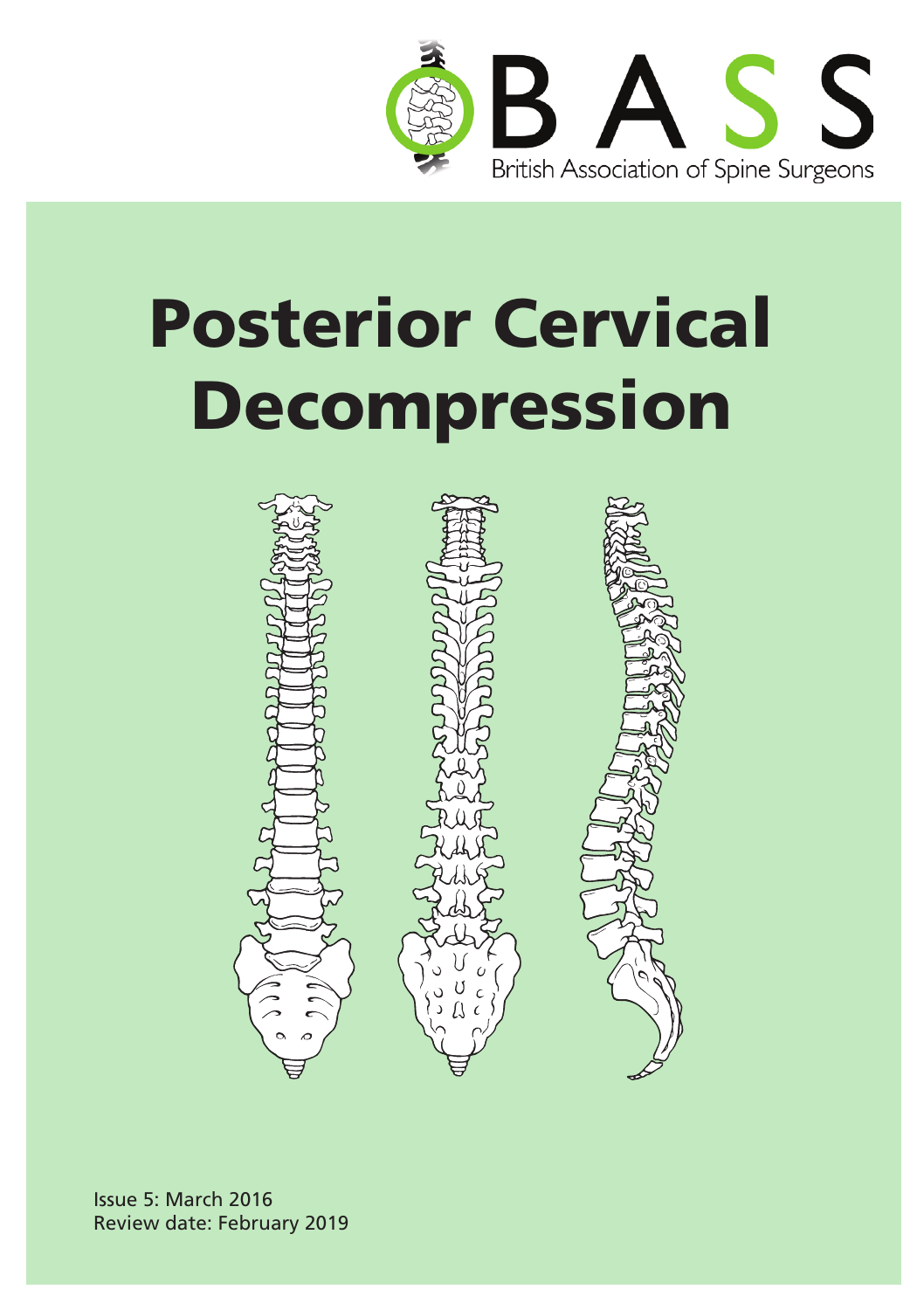BASS

British Association of Spine Surgeons

# Posterior Cervical Decompression

Issue 5: March 2016
Review date: February 2019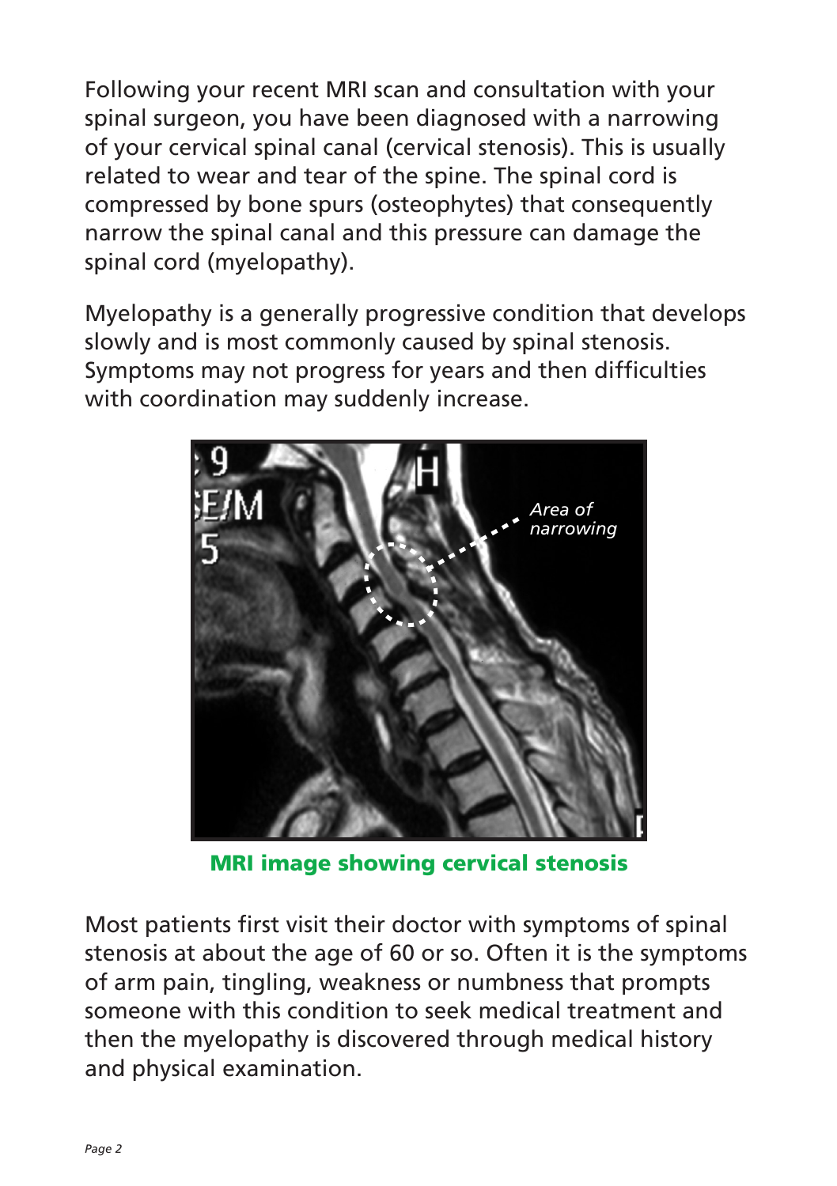Following your recent MRI scan and consultation with your spinal surgeon, you have been diagnosed with a narrowing of your cervical spinal canal (cervical stenosis). This is usually related to wear and tear of the spine. The spinal cord is compressed by bone spurs (osteophytes) that consequently narrow the spinal canal and this pressure can damage the spinal cord (myelopathy).

Myelopathy is a generally progressive condition that develops slowly and is most commonly caused by spinal stenosis. Symptoms may not progress for years and then difficulties with coordination may suddenly increase.

**MRI image showing cervical stenosis**

Most patients first visit their doctor with symptoms of spinal stenosis at about the age of 60 or so. Often it is the symptoms of arm pain, tingling, weakness or numbness that prompts someone with this condition to seek medical treatment and then the myelopathy is discovered through medical history and physical examination.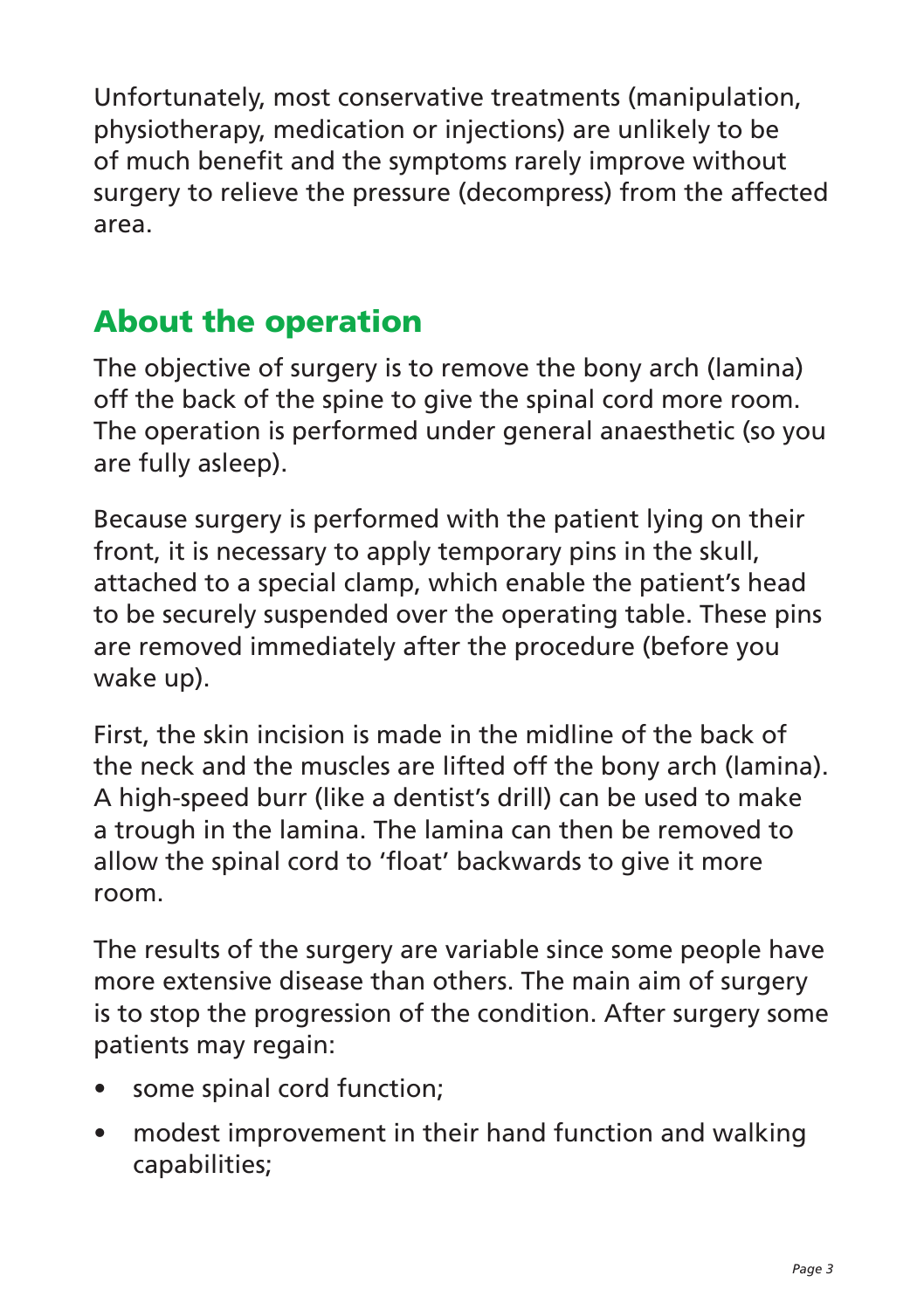Unfortunately, most conservative treatments (manipulation, physiotherapy, medication or injections) are unlikely to be of much benefit and the symptoms rarely improve without surgery to relieve the pressure (decompress) from the affected area.

## About the operation

The objective of surgery is to remove the bony arch (lamina) off the back of the spine to give the spinal cord more room. The operation is performed under general anaesthetic (so you are fully asleep).

Because surgery is performed with the patient lying on their front, it is necessary to apply temporary pins in the skull, attached to a special clamp, which enable the patient's head to be securely suspended over the operating table. These pins are removed immediately after the procedure (before you wake up).

First, the skin incision is made in the midline of the back of the neck and the muscles are lifted off the bony arch (lamina). A high-speed burr (like a dentist's drill) can be used to make a trough in the lamina. The lamina can then be removed to allow the spinal cord to 'float' backwards to give it more room.

The results of the surgery are variable since some people have more extensive disease than others. The main aim of surgery is to stop the progression of the condition. After surgery some patients may regain:

- some spinal cord function;
- modest improvement in their hand function and walking capabilities;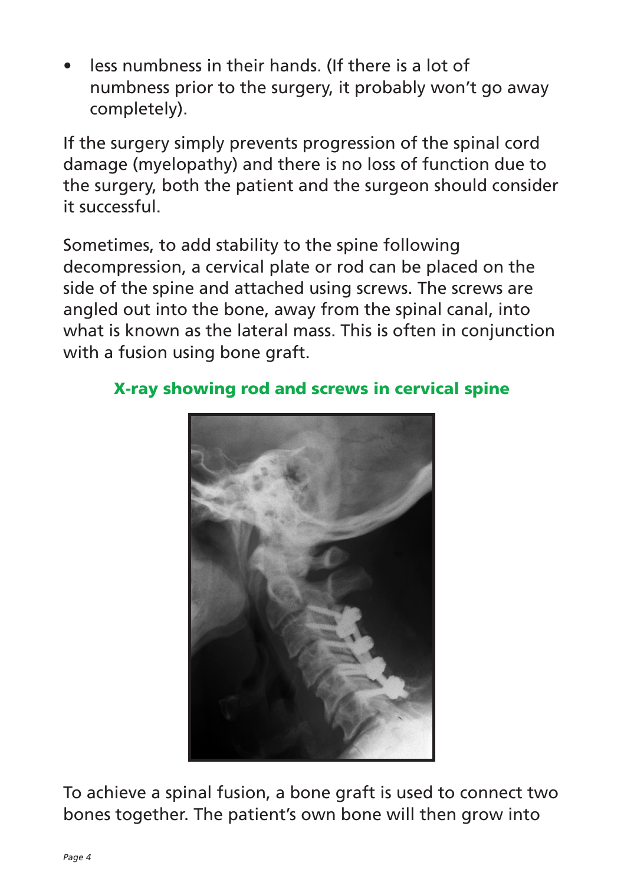- less numbness in their hands. (If there is a lot of numbness prior to the surgery, it probably won't go away completely).

If the surgery simply prevents progression of the spinal cord damage (myelopathy) and there is no loss of function due to the surgery, both the patient and the surgeon should consider it successful.

Sometimes, to add stability to the spine following decompression, a cervical plate or rod can be placed on the side of the spine and attached using screws. The screws are angled out into the bone, away from the spinal canal, into what is known as the lateral mass. This is often in conjunction with a fusion using bone graft.

**X-ray showing rod and screws in cervical spine**

To achieve a spinal fusion, a bone graft is used to connect two bones together. The patient's own bone will then grow into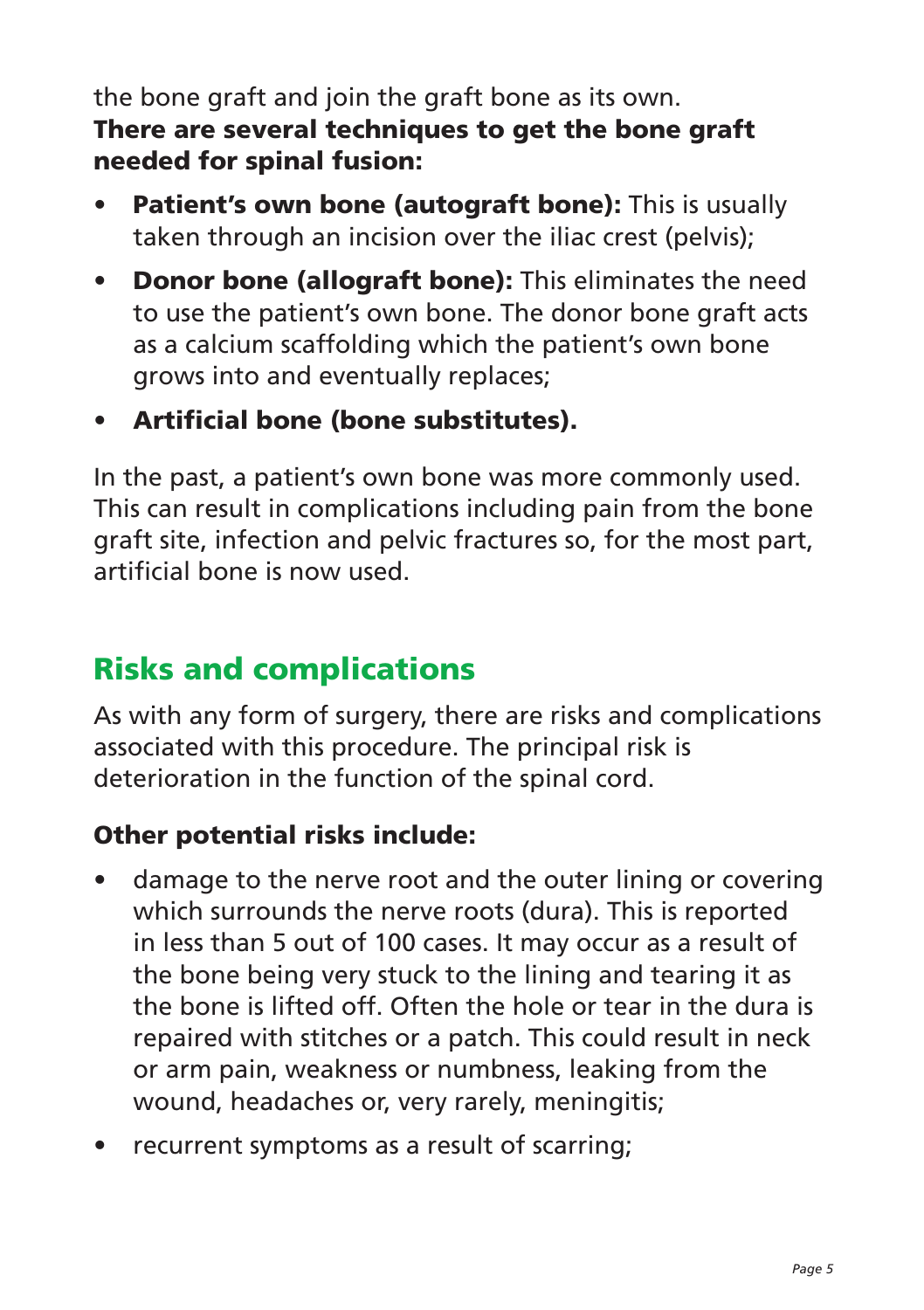the bone graft and join the graft bone as its own.

**There are several techniques to get the bone graft needed for spinal fusion:**

- **Patient's own bone (autograft bone):** This is usually taken through an incision over the iliac crest (pelvis);
- **Donor bone (allograft bone):** This eliminates the need to use the patient's own bone. The donor bone graft acts as a calcium scaffolding which the patient's own bone grows into and eventually replaces;
- **Artificial bone (bone substitutes).**

In the past, a patient's own bone was more commonly used. This can result in complications including pain from the bone graft site, infection and pelvic fractures so, for the most part, artificial bone is now used.

## Risks and complications

As with any form of surgery, there are risks and complications associated with this procedure. The principal risk is deterioration in the function of the spinal cord.

### Other potential risks include:

- damage to the nerve root and the outer lining or covering which surrounds the nerve roots (dura). This is reported in less than 5 out of 100 cases. It may occur as a result of the bone being very stuck to the lining and tearing it as the bone is lifted off. Often the hole or tear in the dura is repaired with stitches or a patch. This could result in neck or arm pain, weakness or numbness, leaking from the wound, headaches or, very rarely, meningitis;
- recurrent symptoms as a result of scarring;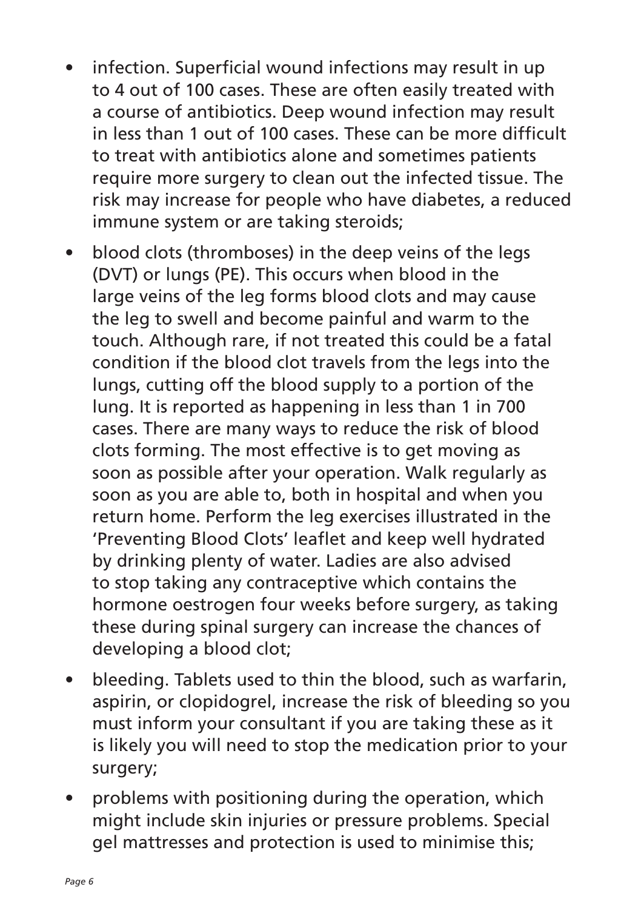- infection. Superficial wound infections may result in up to 4 out of 100 cases. These are often easily treated with a course of antibiotics. Deep wound infection may result in less than 1 out of 100 cases. These can be more difficult to treat with antibiotics alone and sometimes patients require more surgery to clean out the infected tissue. The risk may increase for people who have diabetes, a reduced immune system or are taking steroids;
- blood clots (thromboses) in the deep veins of the legs (DVT) or lungs (PE). This occurs when blood in the large veins of the leg forms blood clots and may cause the leg to swell and become painful and warm to the touch. Although rare, if not treated this could be a fatal condition if the blood clot travels from the legs into the lungs, cutting off the blood supply to a portion of the lung. It is reported as happening in less than 1 in 700 cases. There are many ways to reduce the risk of blood clots forming. The most effective is to get moving as soon as possible after your operation. Walk regularly as soon as you are able to, both in hospital and when you return home. Perform the leg exercises illustrated in the 'Preventing Blood Clots' leaflet and keep well hydrated by drinking plenty of water. Ladies are also advised to stop taking any contraceptive which contains the hormone oestrogen four weeks before surgery, as taking these during spinal surgery can increase the chances of developing a blood clot;
- bleeding. Tablets used to thin the blood, such as warfarin, aspirin, or clopidogrel, increase the risk of bleeding so you must inform your consultant if you are taking these as it is likely you will need to stop the medication prior to your surgery;
- problems with positioning during the operation, which might include skin injuries or pressure problems. Special gel mattresses and protection is used to minimise this;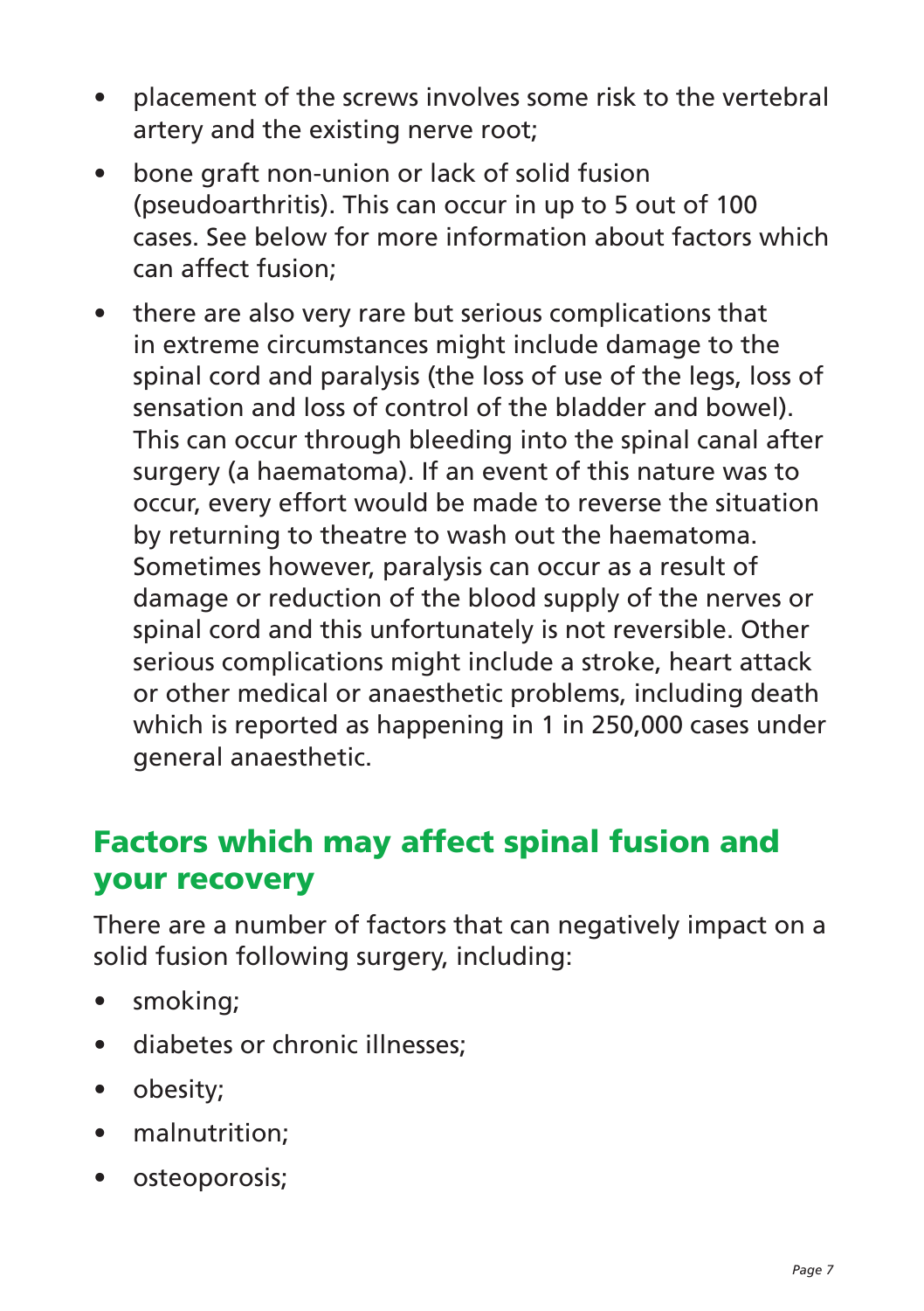- placement of the screws involves some risk to the vertebral artery and the existing nerve root;
- bone graft non-union or lack of solid fusion (pseudoarthritis). This can occur in up to 5 out of 100 cases. See below for more information about factors which can affect fusion;
- there are also very rare but serious complications that in extreme circumstances might include damage to the spinal cord and paralysis (the loss of use of the legs, loss of sensation and loss of control of the bladder and bowel). This can occur through bleeding into the spinal canal after surgery (a haematoma). If an event of this nature was to occur, every effort would be made to reverse the situation by returning to theatre to wash out the haematoma. Sometimes however, paralysis can occur as a result of damage or reduction of the blood supply of the nerves or spinal cord and this unfortunately is not reversible. Other serious complications might include a stroke, heart attack or other medical or anaesthetic problems, including death which is reported as happening in 1 in 250,000 cases under general anaesthetic.

## Factors which may affect spinal fusion and your recovery

There are a number of factors that can negatively impact on a solid fusion following surgery, including:

- smoking;
- diabetes or chronic illnesses;
- obesity;
- malnutrition;
- osteoporosis;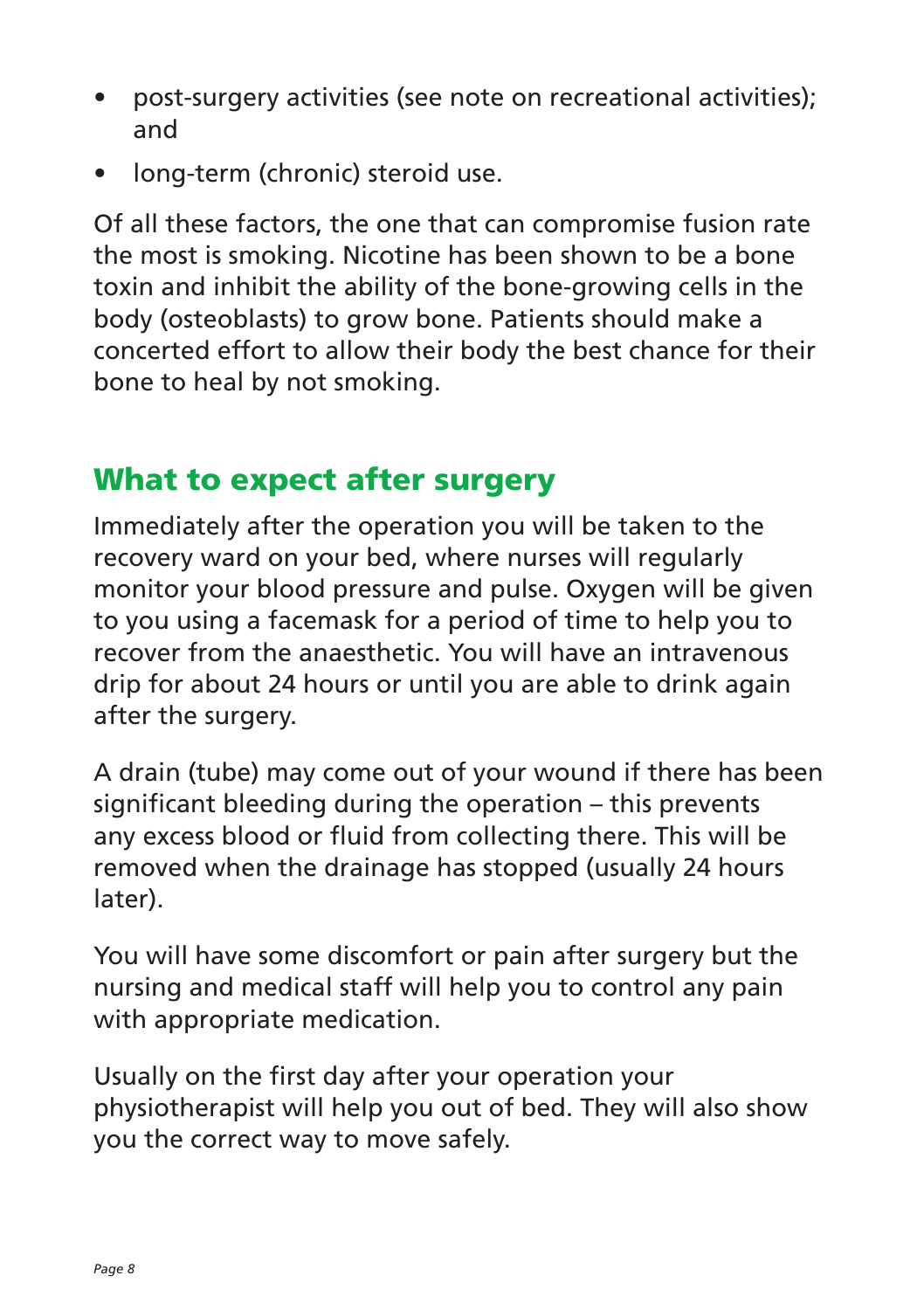- post-surgery activities (see note on recreational activities); and
- long-term (chronic) steroid use.

Of all these factors, the one that can compromise fusion rate the most is smoking. Nicotine has been shown to be a bone toxin and inhibit the ability of the bone-growing cells in the body (osteoblasts) to grow bone. Patients should make a concerted effort to allow their body the best chance for their bone to heal by not smoking.

## What to expect after surgery

Immediately after the operation you will be taken to the recovery ward on your bed, where nurses will regularly monitor your blood pressure and pulse. Oxygen will be given to you using a facemask for a period of time to help you to recover from the anaesthetic. You will have an intravenous drip for about 24 hours or until you are able to drink again after the surgery.

A drain (tube) may come out of your wound if there has been significant bleeding during the operation – this prevents any excess blood or fluid from collecting there. This will be removed when the drainage has stopped (usually 24 hours later).

You will have some discomfort or pain after surgery but the nursing and medical staff will help you to control any pain with appropriate medication.

Usually on the first day after your operation your physiotherapist will help you out of bed. They will also show you the correct way to move safely.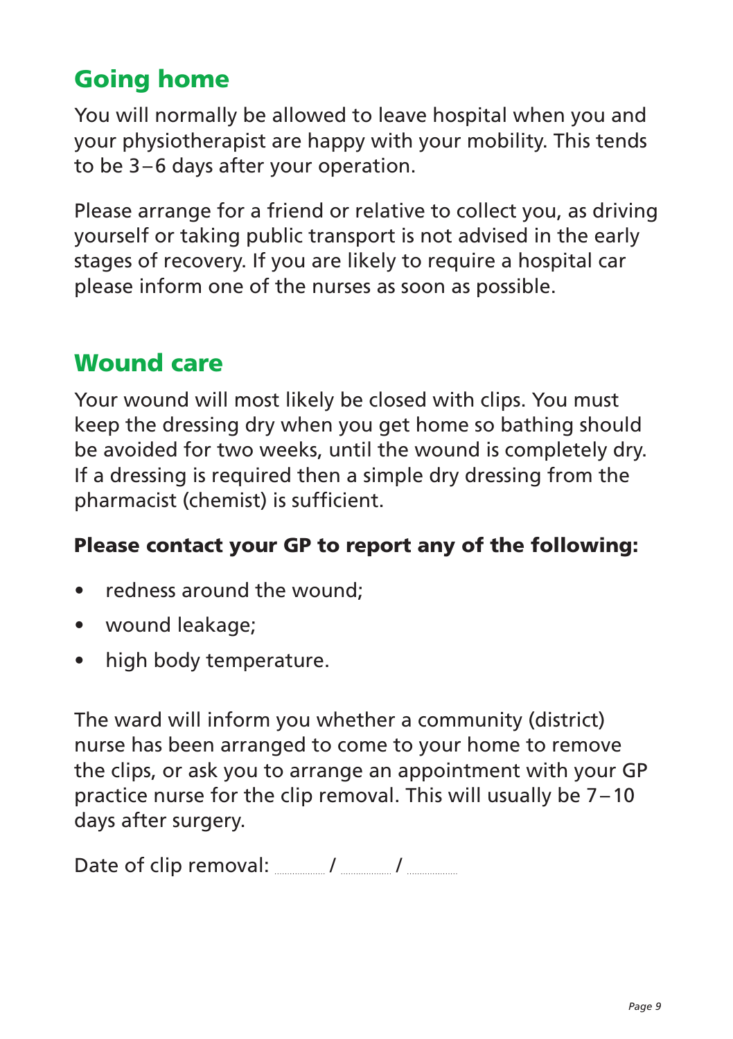## Going home

You will normally be allowed to leave hospital when you and your physiotherapist are happy with your mobility. This tends to be 3 – 6 days after your operation.

Please arrange for a friend or relative to collect you, as driving yourself or taking public transport is not advised in the early stages of recovery. If you are likely to require a hospital car please inform one of the nurses as soon as possible.

## Wound care

Your wound will most likely be closed with clips. You must keep the dressing dry when you get home so bathing should be avoided for two weeks, until the wound is completely dry. If a dressing is required then a simple dry dressing from the pharmacist (chemist) is sufficient.

**Please contact your GP to report any of the following:**

- redness around the wound;
- wound leakage;
- high body temperature.

The ward will inform you whether a community (district) nurse has been arranged to come to your home to remove the clips, or ask you to arrange an appointment with your GP practice nurse for the clip removal. This will usually be 7 – 10 days after surgery.

Date of clip removal: ........ / ........ / ........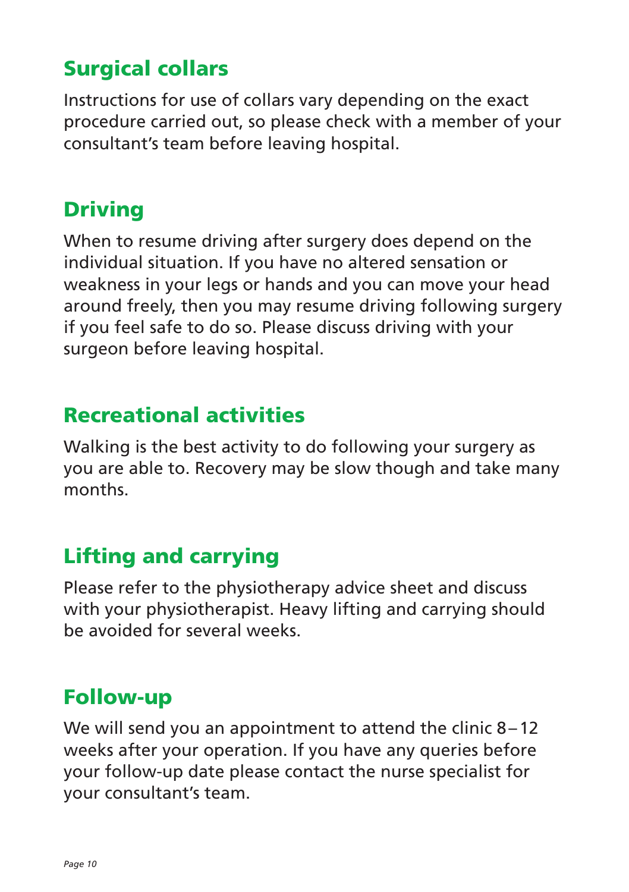## Surgical collars

Instructions for use of collars vary depending on the exact procedure carried out, so please check with a member of your consultant's team before leaving hospital.

## Driving

When to resume driving after surgery does depend on the individual situation. If you have no altered sensation or weakness in your legs or hands and you can move your head around freely, then you may resume driving following surgery if you feel safe to do so. Please discuss driving with your surgeon before leaving hospital.

## Recreational activities

Walking is the best activity to do following your surgery as you are able to. Recovery may be slow though and take many months.

## Lifting and carrying

Please refer to the physiotherapy advice sheet and discuss with your physiotherapist. Heavy lifting and carrying should be avoided for several weeks.

## Follow-up

We will send you an appointment to attend the clinic 8–12 weeks after your operation. If you have any queries before your follow-up date please contact the nurse specialist for your consultant's team.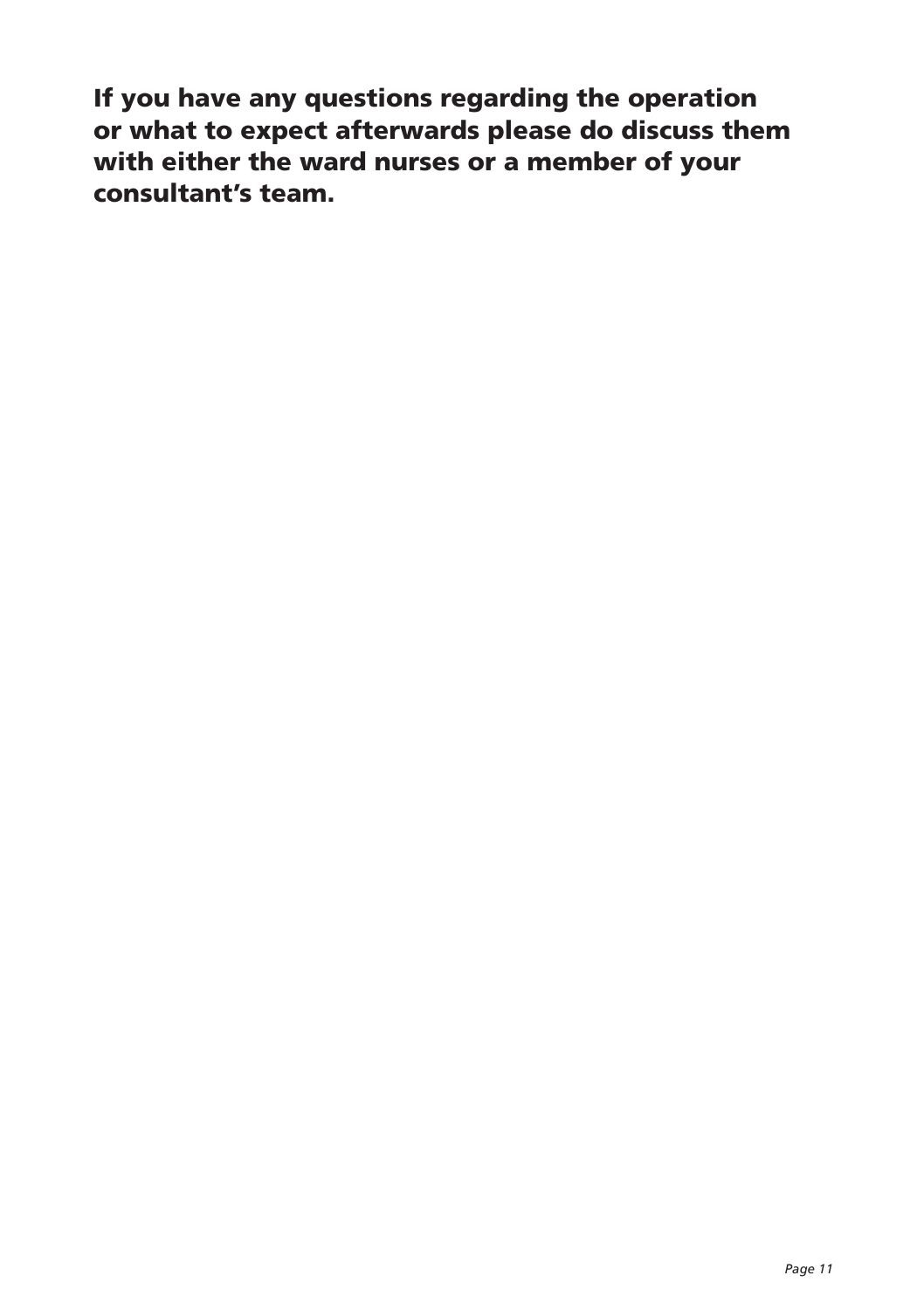**If you have any questions regarding the operation or what to expect afterwards please do discuss them with either the ward nurses or a member of your consultant's team.**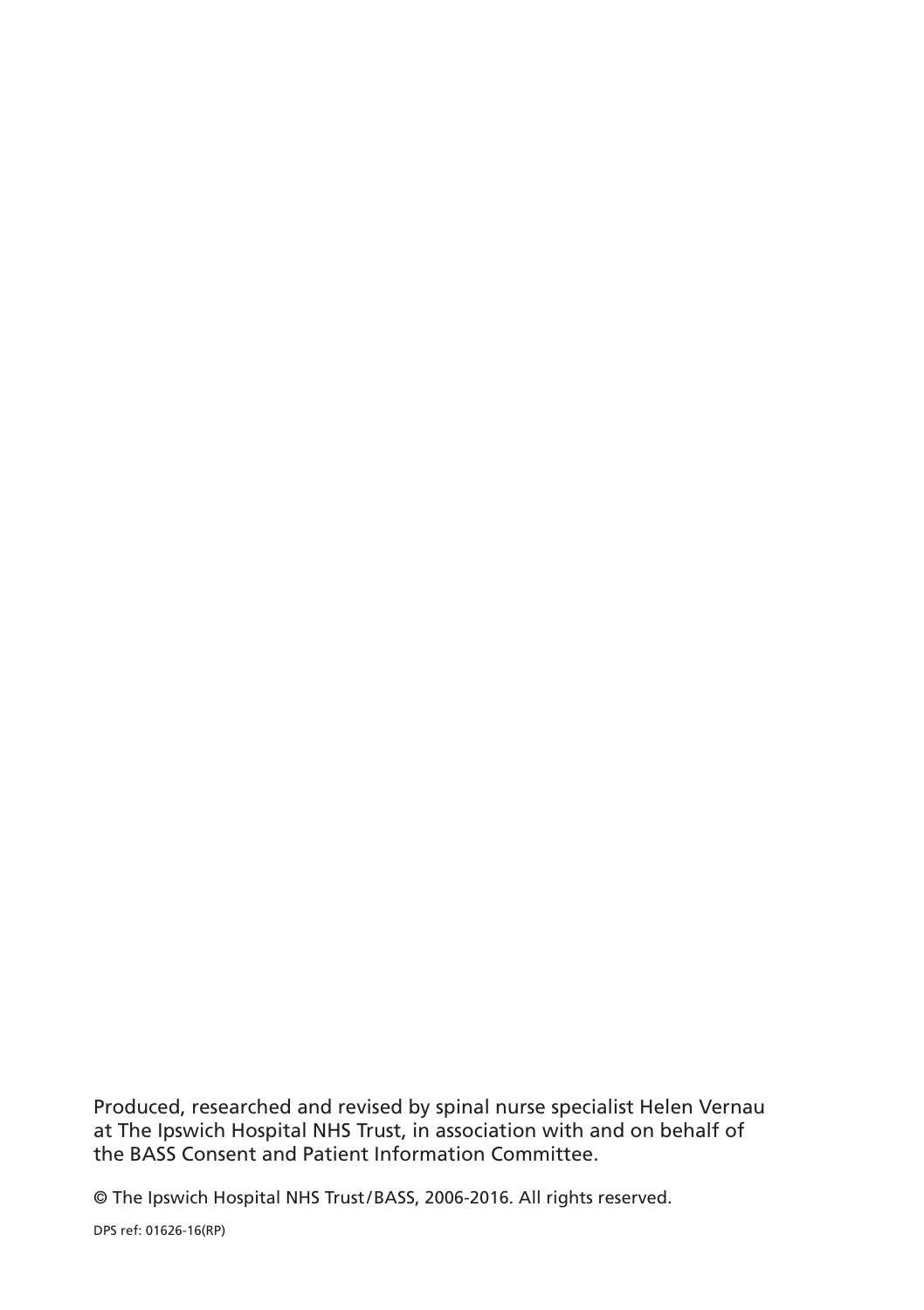Produced, researched and revised by spinal nurse specialist Helen Vernau at The Ipswich Hospital NHS Trust, in association with and on behalf of the BASS Consent and Patient Information Committee.

© The Ipswich Hospital NHS Trust/BASS, 2006-2016. All rights reserved.

DPS ref: 01626-16(RP)